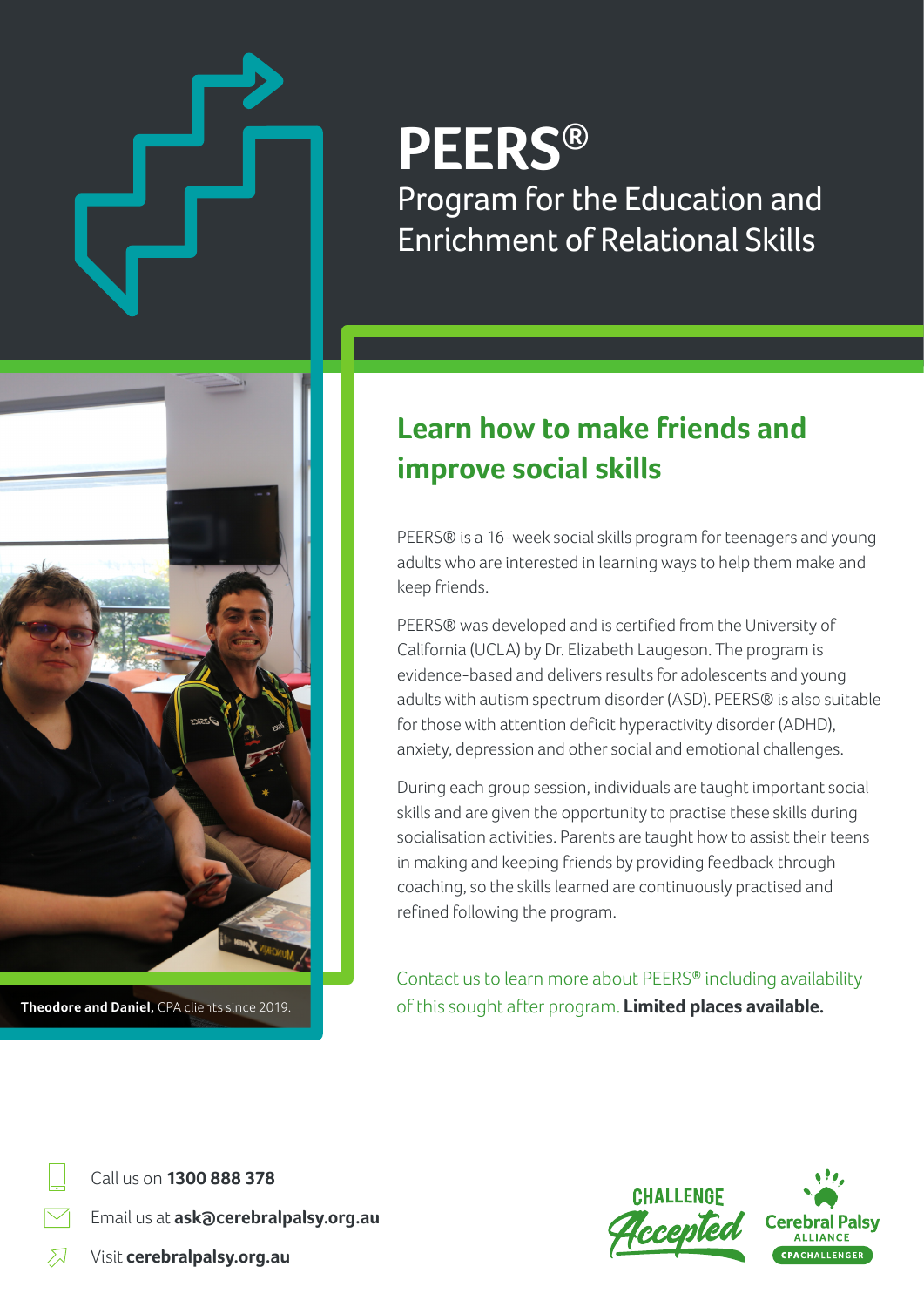# PEERS®

Program for the Education and Enrichment of Relational Skills

Theodore and Daniel, CPA clients since 2019.

## Learn how to make friends and improve social skills

PEERS® is a 16-week social skills program for teenagers and young adults who are interested in learning ways to help them make and keep friends.

PEERS® was developed and is certified from the University of California (UCLA) by Dr. Elizabeth Laugeson. The program is evidence-based and delivers results for adolescents and young adults with autism spectrum disorder (ASD). PEERS® is also suitable for those with attention deficit hyperactivity disorder (ADHD), anxiety, depression and other social and emotional challenges.

During each group session, individuals are taught important social skills and are given the opportunity to practise these skills during socialisation activities. Parents are taught how to assist their teens in making and keeping friends by providing feedback through coaching, so the skills learned are continuously practised and refined following the program.

Contact us to learn more about PEERS® including availability of this sought after program. **Limited places available.**

Call us on **1300 888 378**

Email us at **ask@cerebralpalsy.org.au**

Visit **cerebralpalsy.org.au**

CHALLENGE Accepted

Cerebral Palsy ALLIANCE

CPACHALLENGER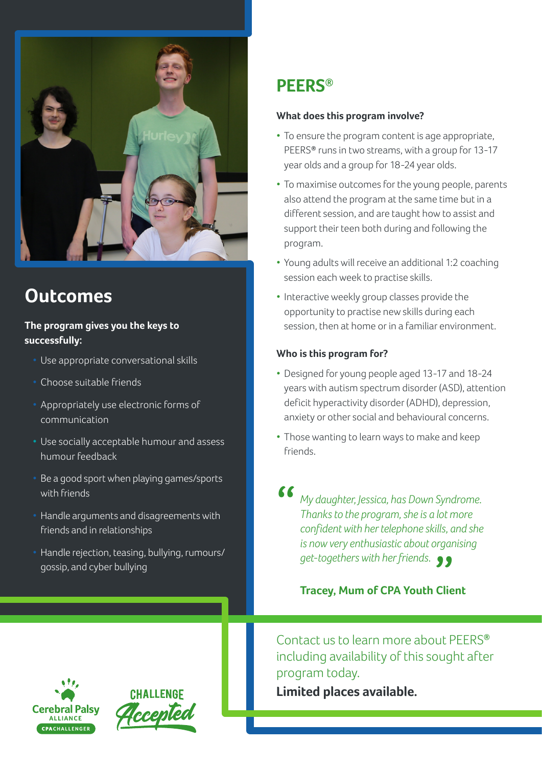## Outcomes

**The program gives you the keys to successfully:**

- Use appropriate conversational skills
- Choose suitable friends
- Appropriately use electronic forms of communication
- Use socially acceptable humour and assess humour feedback
- Be a good sport when playing games/sports with friends
- Handle arguments and disagreements with friends and in relationships
- Handle rejection, teasing, bullying, rumours/gossip, and cyber bullying

## PEERS®

### What does this program involve?

- To ensure the program content is age appropriate, PEERS® runs in two streams, with a group for 13-17 year olds and a group for 18-24 year olds.
- To maximise outcomes for the young people, parents also attend the program at the same time but in a different session, and are taught how to assist and support their teen both during and following the program.
- Young adults will receive an additional 1:2 coaching session each week to practise skills.
- Interactive weekly group classes provide the opportunity to practise new skills during each session, then at home or in a familiar environment.

### Who is this program for?

- Designed for young people aged 13-17 and 18-24 years with autism spectrum disorder (ASD), attention deficit hyperactivity disorder (ADHD), depression, anxiety or other social and behavioural concerns.
- Those wanting to learn ways to make and keep friends.

> *"My daughter, Jessica, has Down Syndrome. Thanks to the program, she is a lot more confident with her telephone skills, and she is now very enthusiastic about organising get-togethers with her friends."*
>
> **Tracey, Mum of CPA Youth Client**

Contact us to learn more about PEERS® including availability of this sought after program today.

**Limited places available.**

Cerebral Palsy ALLIANCE CPACHALLENGER

CHALLENGE Accepted